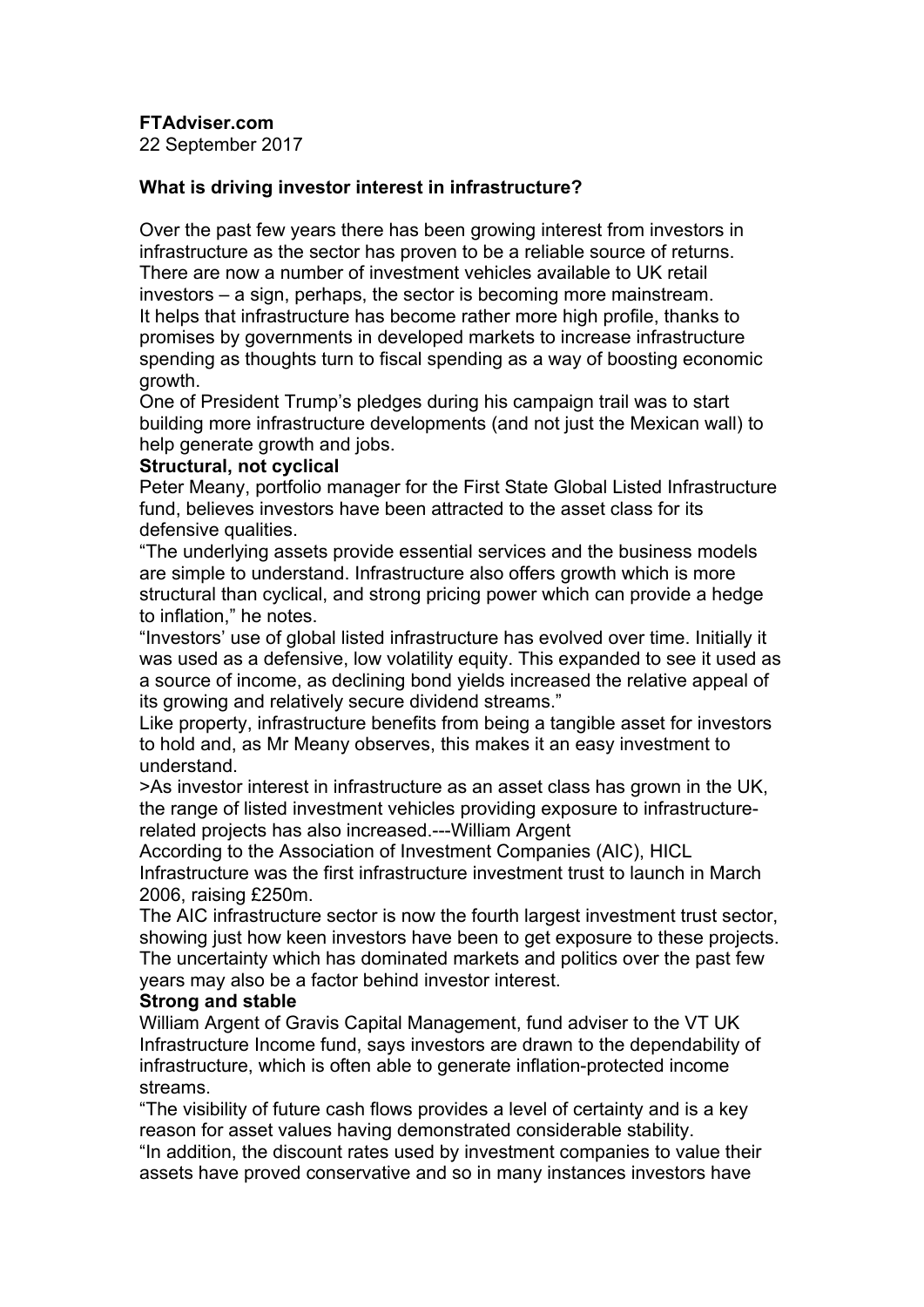**FTAdviser.com**
22 September 2017

**What is driving investor interest in infrastructure?**

Over the past few years there has been growing interest from investors in infrastructure as the sector has proven to be a reliable source of returns. There are now a number of investment vehicles available to UK retail investors – a sign, perhaps, the sector is becoming more mainstream.
It helps that infrastructure has become rather more high profile, thanks to promises by governments in developed markets to increase infrastructure spending as thoughts turn to fiscal spending as a way of boosting economic growth.
One of President Trump's pledges during his campaign trail was to start building more infrastructure developments (and not just the Mexican wall) to help generate growth and jobs.

**Structural, not cyclical**

Peter Meany, portfolio manager for the First State Global Listed Infrastructure fund, believes investors have been attracted to the asset class for its defensive qualities.
"The underlying assets provide essential services and the business models are simple to understand. Infrastructure also offers growth which is more structural than cyclical, and strong pricing power which can provide a hedge to inflation," he notes.
"Investors' use of global listed infrastructure has evolved over time. Initially it was used as a defensive, low volatility equity. This expanded to see it used as a source of income, as declining bond yields increased the relative appeal of its growing and relatively secure dividend streams."
Like property, infrastructure benefits from being a tangible asset for investors to hold and, as Mr Meany observes, this makes it an easy investment to understand.
>As investor interest in infrastructure as an asset class has grown in the UK, the range of listed investment vehicles providing exposure to infrastructure-related projects has also increased.---William Argent
According to the Association of Investment Companies (AIC), HICL Infrastructure was the first infrastructure investment trust to launch in March 2006, raising £250m.
The AIC infrastructure sector is now the fourth largest investment trust sector, showing just how keen investors have been to get exposure to these projects.
The uncertainty which has dominated markets and politics over the past few years may also be a factor behind investor interest.

**Strong and stable**

William Argent of Gravis Capital Management, fund adviser to the VT UK Infrastructure Income fund, says investors are drawn to the dependability of infrastructure, which is often able to generate inflation-protected income streams.
"The visibility of future cash flows provides a level of certainty and is a key reason for asset values having demonstrated considerable stability.
"In addition, the discount rates used by investment companies to value their assets have proved conservative and so in many instances investors have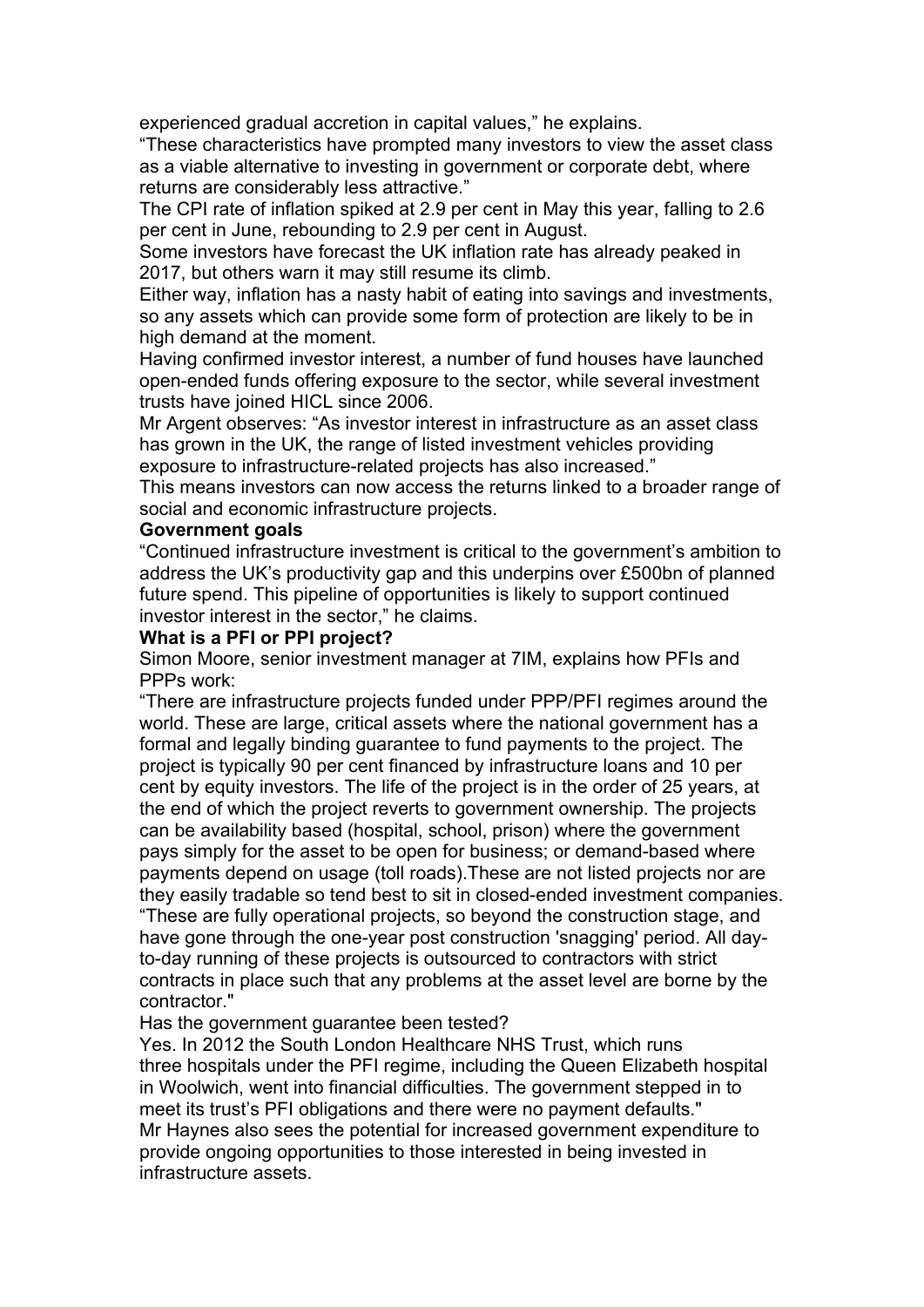experienced gradual accretion in capital values," he explains.

"These characteristics have prompted many investors to view the asset class as a viable alternative to investing in government or corporate debt, where returns are considerably less attractive."

The CPI rate of inflation spiked at 2.9 per cent in May this year, falling to 2.6 per cent in June, rebounding to 2.9 per cent in August.

Some investors have forecast the UK inflation rate has already peaked in 2017, but others warn it may still resume its climb.

Either way, inflation has a nasty habit of eating into savings and investments, so any assets which can provide some form of protection are likely to be in high demand at the moment.

Having confirmed investor interest, a number of fund houses have launched open-ended funds offering exposure to the sector, while several investment trusts have joined HICL since 2006.

Mr Argent observes: "As investor interest in infrastructure as an asset class has grown in the UK, the range of listed investment vehicles providing exposure to infrastructure-related projects has also increased."

This means investors can now access the returns linked to a broader range of social and economic infrastructure projects.

**Government goals**

"Continued infrastructure investment is critical to the government's ambition to address the UK's productivity gap and this underpins over £500bn of planned future spend. This pipeline of opportunities is likely to support continued investor interest in the sector," he claims.

**What is a PFI or PPI project?**

Simon Moore, senior investment manager at 7IM, explains how PFIs and PPPs work:

"There are infrastructure projects funded under PPP/PFI regimes around the world. These are large, critical assets where the national government has a formal and legally binding guarantee to fund payments to the project. The project is typically 90 per cent financed by infrastructure loans and 10 per cent by equity investors. The life of the project is in the order of 25 years, at the end of which the project reverts to government ownership. The projects can be availability based (hospital, school, prison) where the government pays simply for the asset to be open for business; or demand-based where payments depend on usage (toll roads).These are not listed projects nor are they easily tradable so tend best to sit in closed-ended investment companies.

"These are fully operational projects, so beyond the construction stage, and have gone through the one-year post construction 'snagging' period. All day-to-day running of these projects is outsourced to contractors with strict contracts in place such that any problems at the asset level are borne by the contractor."

Has the government guarantee been tested?

Yes. In 2012 the South London Healthcare NHS Trust, which runs three hospitals under the PFI regime, including the Queen Elizabeth hospital in Woolwich, went into financial difficulties. The government stepped in to meet its trust's PFI obligations and there were no payment defaults."

Mr Haynes also sees the potential for increased government expenditure to provide ongoing opportunities to those interested in being invested in infrastructure assets.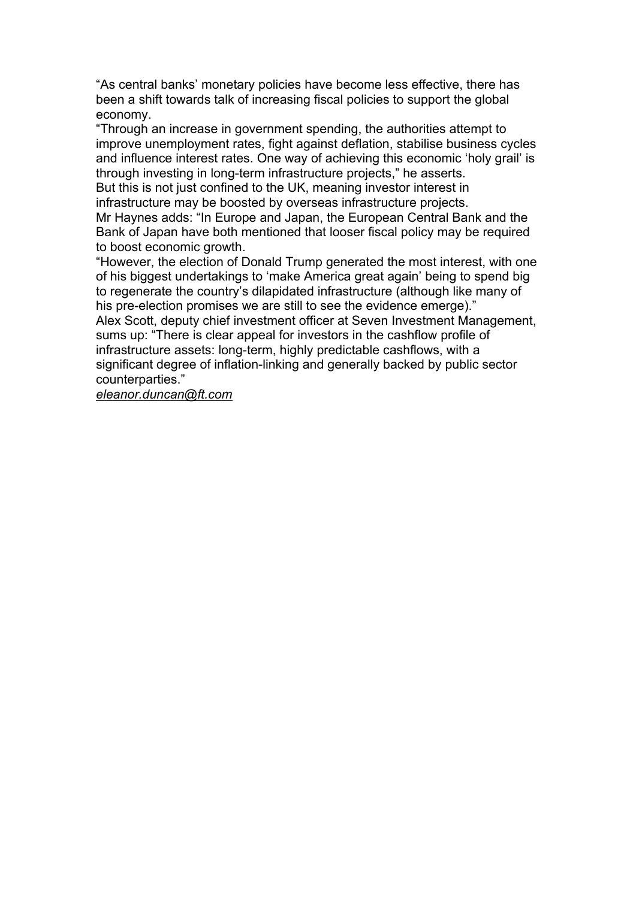"As central banks' monetary policies have become less effective, there has been a shift towards talk of increasing fiscal policies to support the global economy.

"Through an increase in government spending, the authorities attempt to improve unemployment rates, fight against deflation, stabilise business cycles and influence interest rates. One way of achieving this economic 'holy grail' is through investing in long-term infrastructure projects," he asserts.

But this is not just confined to the UK, meaning investor interest in infrastructure may be boosted by overseas infrastructure projects.

Mr Haynes adds: "In Europe and Japan, the European Central Bank and the Bank of Japan have both mentioned that looser fiscal policy may be required to boost economic growth.

"However, the election of Donald Trump generated the most interest, with one of his biggest undertakings to 'make America great again' being to spend big to regenerate the country's dilapidated infrastructure (although like many of his pre-election promises we are still to see the evidence emerge)."

Alex Scott, deputy chief investment officer at Seven Investment Management, sums up: "There is clear appeal for investors in the cashflow profile of infrastructure assets: long-term, highly predictable cashflows, with a significant degree of inflation-linking and generally backed by public sector counterparties."

*eleanor.duncan@ft.com*